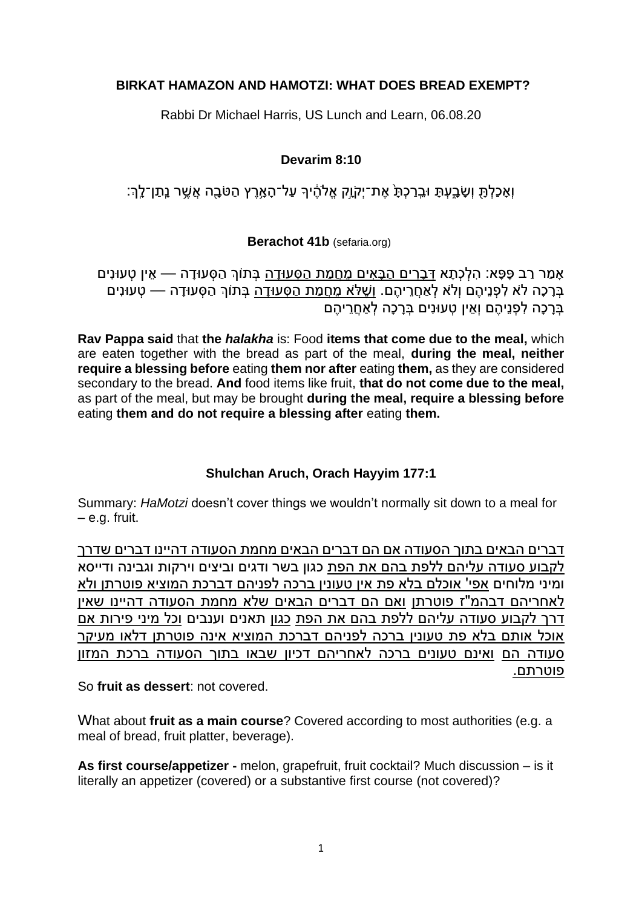**BIRKAT HAMAZON AND HAMOTZI: WHAT DOES BREAD EXEMPT?**

Rabbi Dr Michael Harris, US Lunch and Learn, 06.08.20

**Devarim 8:10**

וְאָכַלְתָּ֖ וְשָׂבָ֑עְתָּ וּבֵֽרַכְתָּ֙ אֶת־יְקֹוָ֣ק אֱלֹהֶ֔יךָ עַל־הָאָ֥רֶץ הַטֹּבָ֖ה אֲשֶׁ֥ר נָֽתַן־לָֽךְ׃

**Berachot 41b** (sefaria.org)

אָמַר רַב פָּפָּא: הִלְכְתָא <u>דְּבָרִים הַבָּאִים מֵחֲמַת הַסְּעוּדָה</u> בְּתוֹךְ הַסְּעוּדָה — אֵין טְעוּנִים בְּרָכָה לֹא לִפְנֵיהֶם וְלֹא לְאַחֲרֵיהֶם. <u>וְשֶׁלֹּא מֵחֲמַת הַסְּעוּדָה</u> בְּתוֹךְ הַסְּעוּדָה — טְעוּנִים בְּרָכָה לִפְנֵיהֶם וְאֵין טְעוּנִים בְּרָכָה לְאַחֲרֵיהֶם

**Rav Pappa said** that **the *halakha*** is: Food **items that come due to the meal,** which are eaten together with the bread as part of the meal, **during the meal, neither require a blessing before** eating **them nor after** eating **them,** as they are considered secondary to the bread. **And** food items like fruit, **that do not come due to the meal,** as part of the meal, but may be brought **during the meal, require a blessing before** eating **them and do not require a blessing after** eating **them.**

**Shulchan Aruch, Orach Hayyim 177:1**

Summary: *HaMotzi* doesn't cover things we wouldn't normally sit down to a meal for – e.g. fruit.

<u>דברים הבאים בתוך הסעודה אם הם דברים הבאים מחמת הסעודה דהיינו דברים שדרך לקבוע סעודה עליהם ללפת בהם את הפת</u> כגון בשר ודגים וביצים וירקות וגבינה ודייסא ומיני מלוחים <u>אפי' אוכלם בלא פת אין טעונין ברכה לפניהם דברכת המוציא פוטרתן ולא לאחריהם דבהמ"ז פוטרתן</u> <u>ואם הם דברים הבאים שלא מחמת הסעודה דהיינו שאין דרך לקבוע סעודה עליהם ללפת בהם את הפת</u> כגון תאנים וענבים <u>וכל מיני פירות אם אוכל אותם בלא פת טעונין ברכה לפניהם דברכת המוציא אינה פוטרתן דלאו מעיקר סעודה הם</u> <u>ואינם טעונים ברכה לאחריהם דכיון שבאו בתוך הסעודה ברכת המזון פוטרתם.</u>

So **fruit as dessert**: not covered.

What about **fruit as a main course**? Covered according to most authorities (e.g. a meal of bread, fruit platter, beverage).

**As first course/appetizer -** melon, grapefruit, fruit cocktail? Much discussion – is it literally an appetizer (covered) or a substantive first course (not covered)?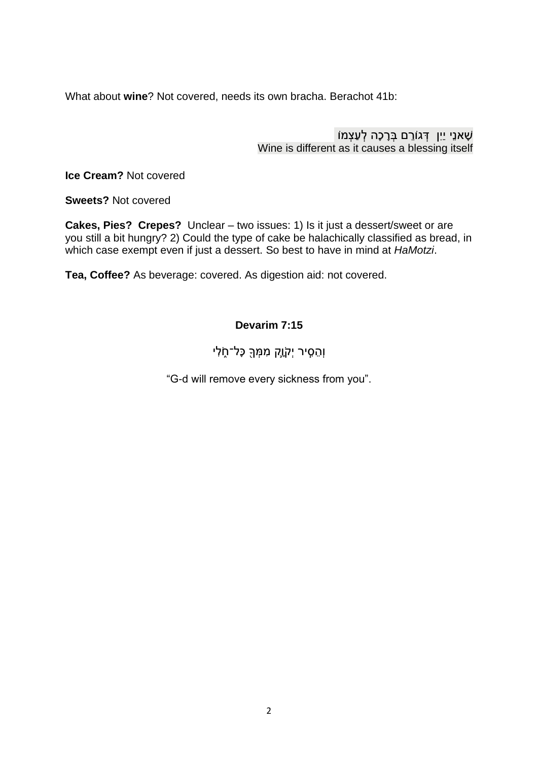What about **wine**? Not covered, needs its own bracha. Berachot 41b:

שָׁאנֵי יַיִן דְּגוֹרֵם בְּרָכָה לְעַצְמוֹ
Wine is different as it causes a blessing itself

**Ice Cream?** Not covered

**Sweets?** Not covered

**Cakes, Pies? Crepes?** Unclear – two issues: 1) Is it just a dessert/sweet or are you still a bit hungry? 2) Could the type of cake be halachically classified as bread, in which case exempt even if just a dessert. So best to have in mind at *HaMotzi*.

**Tea, Coffee?** As beverage: covered. As digestion aid: not covered.

**Devarim 7:15**

וְהֵסִ֧יר יְהֹוָ֛ה מִמְּךָ֖ כָּל־חֹ֑לִי

"G-d will remove every sickness from you".